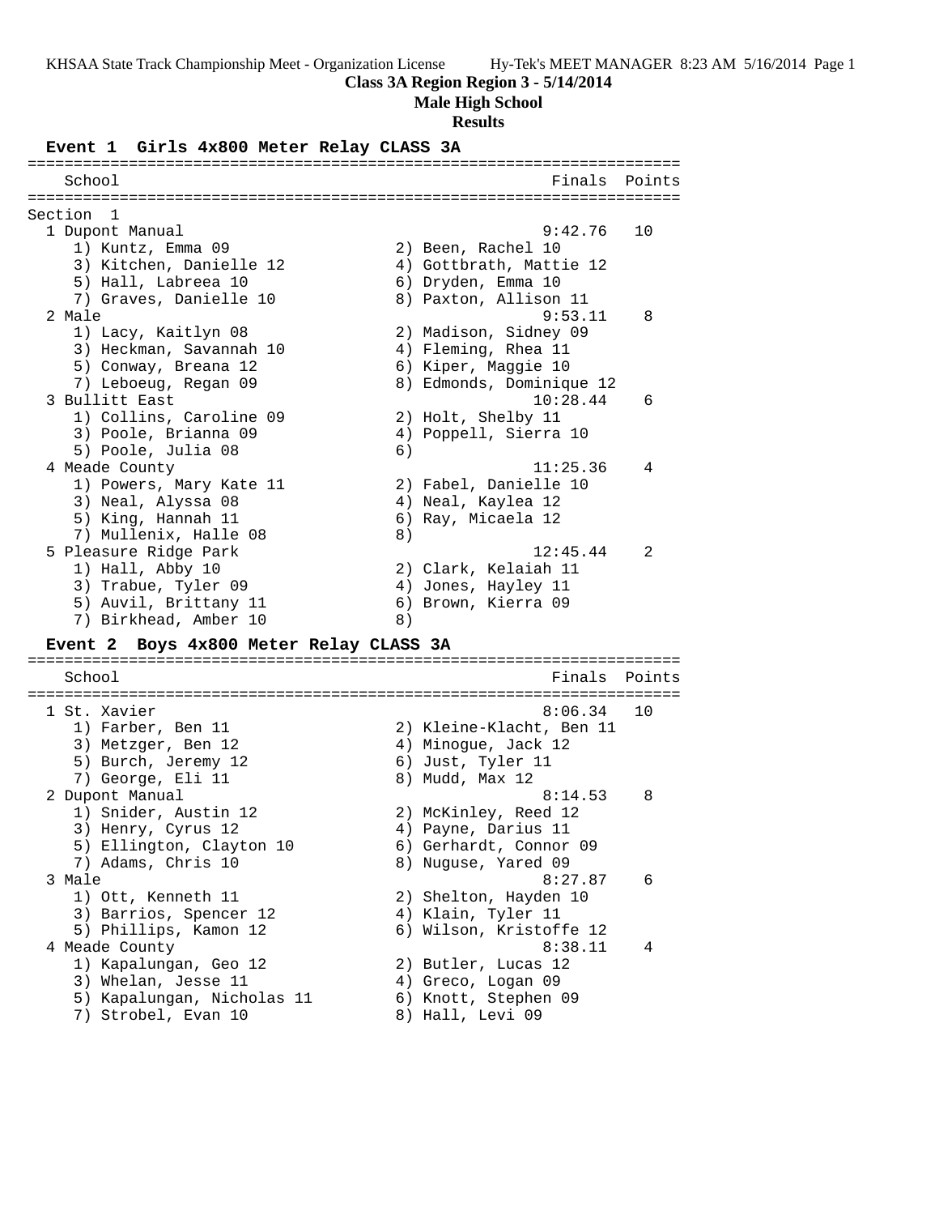KHSAA State Track Championship Meet - Organization License Hy-Tek's MEET MANAGER 8:23 AM 5/16/2014

**Class 3A Region Region 3 - 5/14/2014**

**Male High School**

**Results**

### Event 1 Girls 4x800 Meter Relay CLASS 3A

```
=======================================================================
   School                                               Finals  Points
=======================================================================
Section  1
  1 Dupont Manual                                       9:42.76   10
     1) Kuntz, Emma 09                  2) Been, Rachel 10
     3) Kitchen, Danielle 12            4) Gottbrath, Mattie 12
     5) Hall, Labreea 10                6) Dryden, Emma 10
     7) Graves, Danielle 10             8) Paxton, Allison 11
  2 Male                                                9:53.11    8
     1) Lacy, Kaitlyn 08                2) Madison, Sidney 09
     3) Heckman, Savannah 10            4) Fleming, Rhea 11
     5) Conway, Breana 12               6) Kiper, Maggie 10
     7) Leboeug, Regan 09               8) Edmonds, Dominique 12
  3 Bullitt East                                       10:28.44    6
     1) Collins, Caroline 09            2) Holt, Shelby 11
     3) Poole, Brianna 09               4) Poppell, Sierra 10
     5) Poole, Julia 08                 6)
  4 Meade County                                       11:25.36    4
     1) Powers, Mary Kate 11            2) Fabel, Danielle 10
     3) Neal, Alyssa 08                 4) Neal, Kaylea 12
     5) King, Hannah 11                 6) Ray, Micaela 12
     7) Mullenix, Halle 08              8)
  5 Pleasure Ridge Park                                12:45.44    2
     1) Hall, Abby 10                   2) Clark, Kelaiah 11
     3) Trabue, Tyler 09                4) Jones, Hayley 11
     5) Auvil, Brittany 11              6) Brown, Kierra 09
     7) Birkhead, Amber 10              8)
```

### Event 2 Boys 4x800 Meter Relay CLASS 3A

```
=======================================================================
   School                                               Finals  Points
=======================================================================
  1 St. Xavier                                          8:06.34   10
     1) Farber, Ben 11                  2) Kleine-Klacht, Ben 11
     3) Metzger, Ben 12                 4) Minogue, Jack 12
     5) Burch, Jeremy 12                6) Just, Tyler 11
     7) George, Eli 11                  8) Mudd, Max 12
  2 Dupont Manual                                       8:14.53    8
     1) Snider, Austin 12               2) McKinley, Reed 12
     3) Henry, Cyrus 12                 4) Payne, Darius 11
     5) Ellington, Clayton 10           6) Gerhardt, Connor 09
     7) Adams, Chris 10                 8) Nuguse, Yared 09
  3 Male                                                8:27.87    6
     1) Ott, Kenneth 11                 2) Shelton, Hayden 10
     3) Barrios, Spencer 12             4) Klain, Tyler 11
     5) Phillips, Kamon 12              6) Wilson, Kristoffe 12
  4 Meade County                                        8:38.11    4
     1) Kapalungan, Geo 12              2) Butler, Lucas 12
     3) Whelan, Jesse 11                4) Greco, Logan 09
     5) Kapalungan, Nicholas 11         6) Knott, Stephen 09
     7) Strobel, Evan 10                8) Hall, Levi 09
```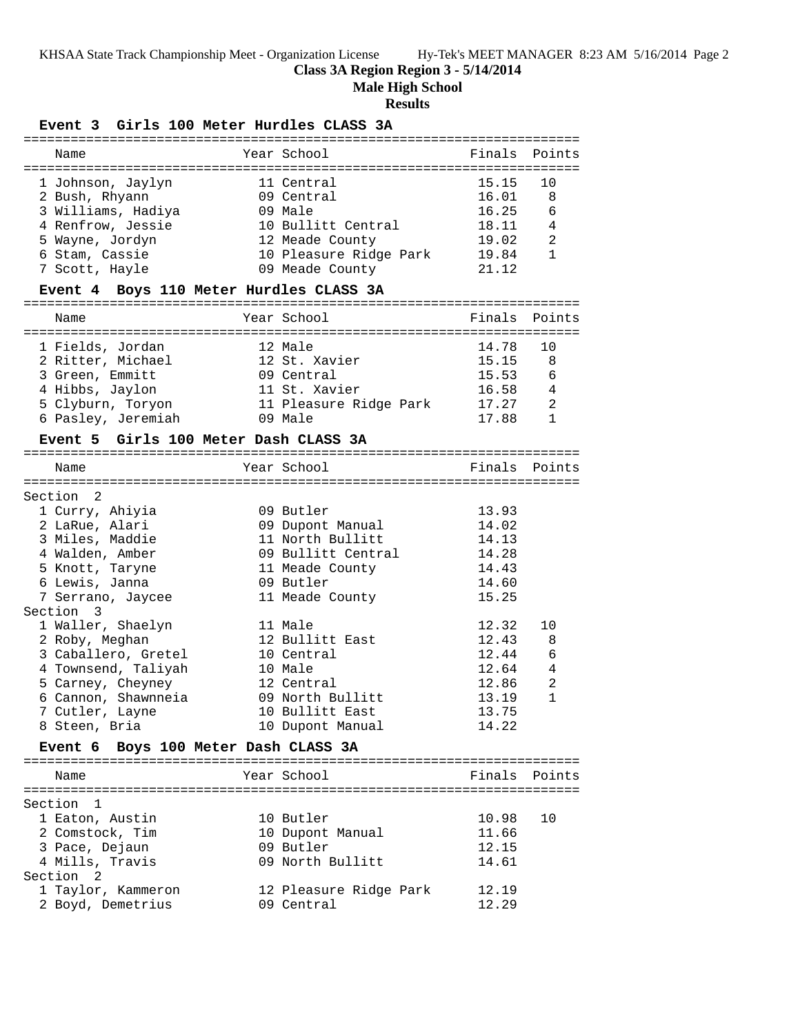## Class 3A Region Region 3 - 5/14/2014

### Male High School

### Results

#### Event 3 Girls 100 Meter Hurdles CLASS 3A

| Name | Year | School | Finals | Points |
|---|---|---|---|---|
| 1 Johnson, Jaylyn | 11 | Central | 15.15 | 10 |
| 2 Bush, Rhyann | 09 | Central | 16.01 | 8 |
| 3 Williams, Hadiya | 09 | Male | 16.25 | 6 |
| 4 Renfrow, Jessie | 10 | Bullitt Central | 18.11 | 4 |
| 5 Wayne, Jordyn | 12 | Meade County | 19.02 | 2 |
| 6 Stam, Cassie | 10 | Pleasure Ridge Park | 19.84 | 1 |
| 7 Scott, Hayle | 09 | Meade County | 21.12 | |

#### Event 4 Boys 110 Meter Hurdles CLASS 3A

| Name | Year | School | Finals | Points |
|---|---|---|---|---|
| 1 Fields, Jordan | 12 | Male | 14.78 | 10 |
| 2 Ritter, Michael | 12 | St. Xavier | 15.15 | 8 |
| 3 Green, Emmitt | 09 | Central | 15.53 | 6 |
| 4 Hibbs, Jaylon | 11 | St. Xavier | 16.58 | 4 |
| 5 Clyburn, Toryon | 11 | Pleasure Ridge Park | 17.27 | 2 |
| 6 Pasley, Jeremiah | 09 | Male | 17.88 | 1 |

#### Event 5 Girls 100 Meter Dash CLASS 3A

| Name | Year | School | Finals | Points |
|---|---|---|---|---|
| Section 2 | | | | |
| 1 Curry, Ahiyia | 09 | Butler | 13.93 | |
| 2 LaRue, Alari | 09 | Dupont Manual | 14.02 | |
| 3 Miles, Maddie | 11 | North Bullitt | 14.13 | |
| 4 Walden, Amber | 09 | Bullitt Central | 14.28 | |
| 5 Knott, Taryne | 11 | Meade County | 14.43 | |
| 6 Lewis, Janna | 09 | Butler | 14.60 | |
| 7 Serrano, Jaycee | 11 | Meade County | 15.25 | |
| Section 3 | | | | |
| 1 Waller, Shaelyn | 11 | Male | 12.32 | 10 |
| 2 Roby, Meghan | 12 | Bullitt East | 12.43 | 8 |
| 3 Caballero, Gretel | 10 | Central | 12.44 | 6 |
| 4 Townsend, Taliyah | 10 | Male | 12.64 | 4 |
| 5 Carney, Cheyney | 12 | Central | 12.86 | 2 |
| 6 Cannon, Shawnneia | 09 | North Bullitt | 13.19 | 1 |
| 7 Cutler, Layne | 10 | Bullitt East | 13.75 | |
| 8 Steen, Bria | 10 | Dupont Manual | 14.22 | |

#### Event 6 Boys 100 Meter Dash CLASS 3A

| Name | Year | School | Finals | Points |
|---|---|---|---|---|
| Section 1 | | | | |
| 1 Eaton, Austin | 10 | Butler | 10.98 | 10 |
| 2 Comstock, Tim | 10 | Dupont Manual | 11.66 | |
| 3 Pace, Dejaun | 09 | Butler | 12.15 | |
| 4 Mills, Travis | 09 | North Bullitt | 14.61 | |
| Section 2 | | | | |
| 1 Taylor, Kammeron | 12 | Pleasure Ridge Park | 12.19 | |
| 2 Boyd, Demetrius | 09 | Central | 12.29 | |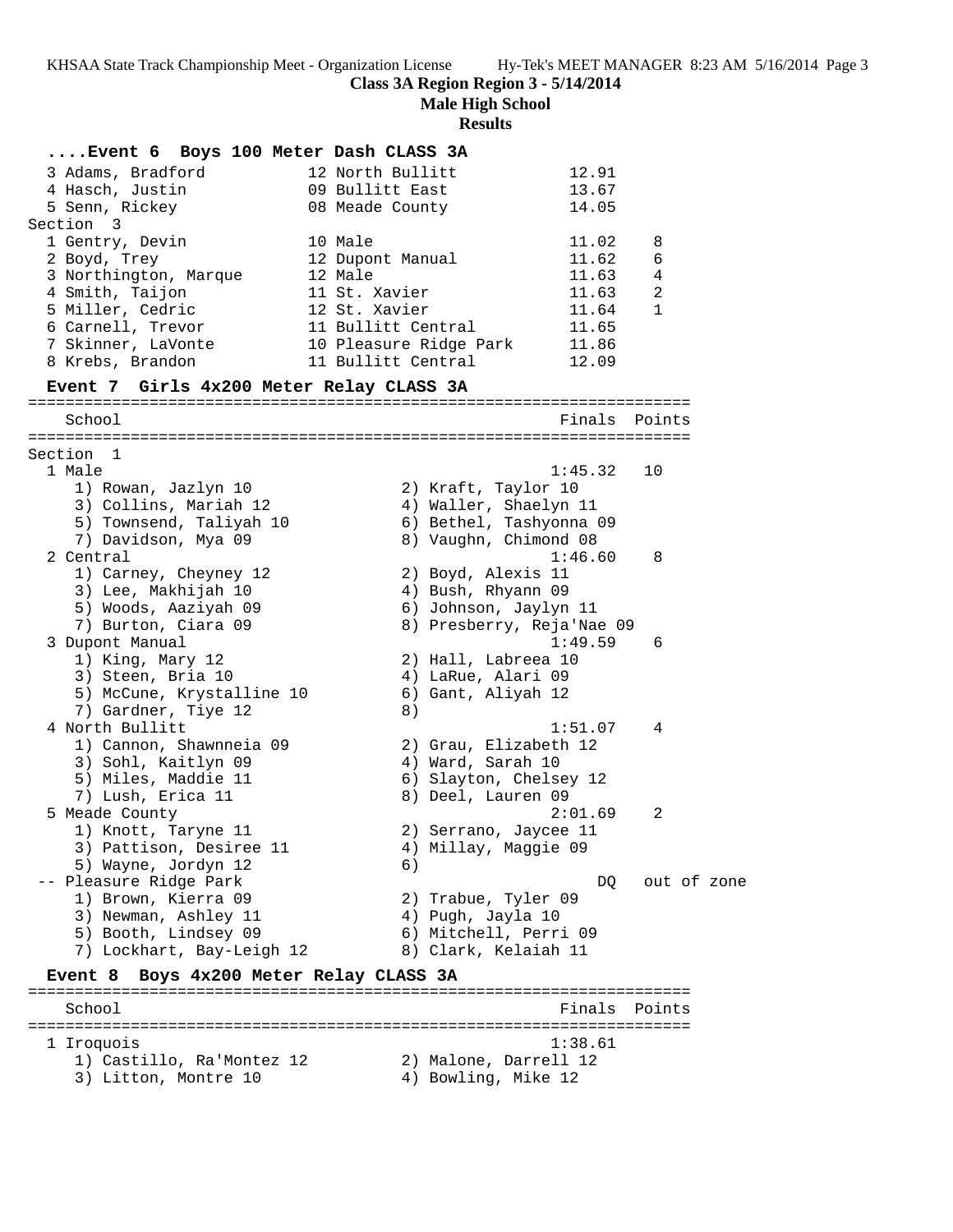## Class 3A Region Region 3 - 5/14/2014

### Male High School

### Results

#### ....Event 6 Boys 100 Meter Dash CLASS 3A

| Place | Name | Year | School | Finals | Points |
|---|---|---|---|---|---|
| 3 | Adams, Bradford | 12 | North Bullitt | 12.91 | |
| 4 | Hasch, Justin | 09 | Bullitt East | 13.67 | |
| 5 | Senn, Rickey | 08 | Meade County | 14.05 | |

Section 3

| Place | Name | Year | School | Finals | Points |
|---|---|---|---|---|---|
| 1 | Gentry, Devin | 10 | Male | 11.02 | 8 |
| 2 | Boyd, Trey | 12 | Dupont Manual | 11.62 | 6 |
| 3 | Northington, Marque | 12 | Male | 11.63 | 4 |
| 4 | Smith, Taijon | 11 | St. Xavier | 11.63 | 2 |
| 5 | Miller, Cedric | 12 | St. Xavier | 11.64 | 1 |
| 6 | Carnell, Trevor | 11 | Bullitt Central | 11.65 | |
| 7 | Skinner, LaVonte | 10 | Pleasure Ridge Park | 11.86 | |
| 8 | Krebs, Brandon | 11 | Bullitt Central | 12.09 | |

#### Event 7 Girls 4x200 Meter Relay CLASS 3A

Section 1

| Place | School | Finals | Points |
|---|---|---|---|
| 1 | Male | 1:45.32 | 10 |
| 2 | Central | 1:46.60 | 8 |
| 3 | Dupont Manual | 1:49.59 | 6 |
| 4 | North Bullitt | 1:51.07 | 4 |
| 5 | Meade County | 2:01.69 | 2 |
| -- | Pleasure Ridge Park | DQ | out of zone |

1 Male — 1:45.32 — 10
1) Rowan, Jazlyn 10; 2) Kraft, Taylor 10; 3) Collins, Mariah 12; 4) Waller, Shaelyn 11; 5) Townsend, Taliyah 10; 6) Bethel, Tashyonna 09; 7) Davidson, Mya 09; 8) Vaughn, Chimond 08

2 Central — 1:46.60 — 8
1) Carney, Cheyney 12; 2) Boyd, Alexis 11; 3) Lee, Makhijah 10; 4) Bush, Rhyann 09; 5) Woods, Aaziyah 09; 6) Johnson, Jaylyn 11; 7) Burton, Ciara 09; 8) Presberry, Reja'Nae 09

3 Dupont Manual — 1:49.59 — 6
1) King, Mary 12; 2) Hall, Labreea 10; 3) Steen, Bria 10; 4) LaRue, Alari 09; 5) McCune, Krystalline 10; 6) Gant, Aliyah 12; 7) Gardner, Tiye 12; 8)

4 North Bullitt — 1:51.07 — 4
1) Cannon, Shawnneia 09; 2) Grau, Elizabeth 12; 3) Sohl, Kaitlyn 09; 4) Ward, Sarah 10; 5) Miles, Maddie 11; 6) Slayton, Chelsey 12; 7) Lush, Erica 11; 8) Deel, Lauren 09

5 Meade County — 2:01.69 — 2
1) Knott, Taryne 11; 2) Serrano, Jaycee 11; 3) Pattison, Desiree 11; 4) Millay, Maggie 09; 5) Wayne, Jordyn 12; 6)

-- Pleasure Ridge Park — DQ — out of zone
1) Brown, Kierra 09; 2) Trabue, Tyler 09; 3) Newman, Ashley 11; 4) Pugh, Jayla 10; 5) Booth, Lindsey 09; 6) Mitchell, Perri 09; 7) Lockhart, Bay-Leigh 12; 8) Clark, Kelaiah 11

#### Event 8 Boys 4x200 Meter Relay CLASS 3A

| Place | School | Finals | Points |
|---|---|---|---|
| 1 | Iroquois | 1:38.61 | |

1 Iroquois — 1:38.61
1) Castillo, Ra'Montez 12; 2) Malone, Darrell 12; 3) Litton, Montre 10; 4) Bowling, Mike 12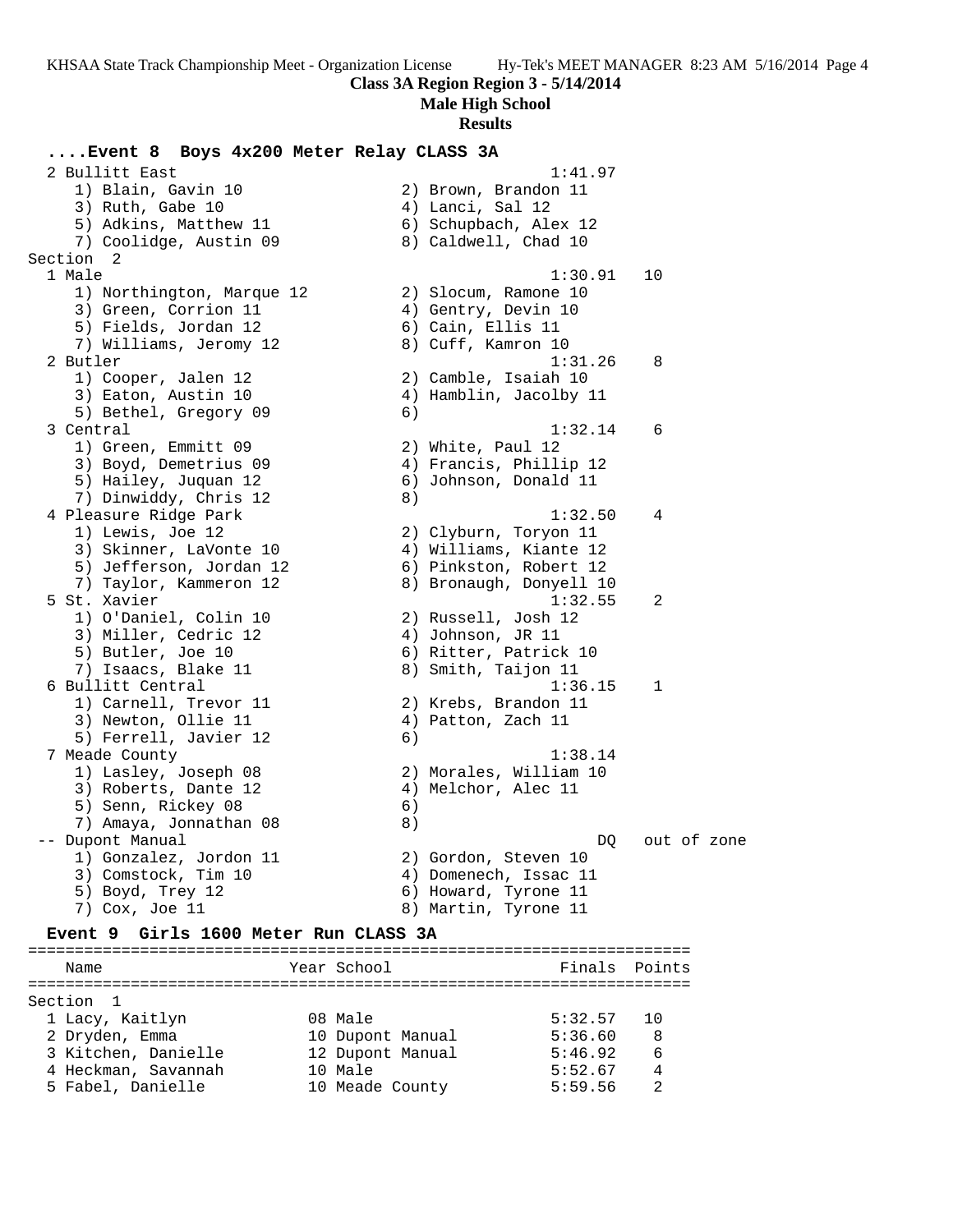**Class 3A Region Region 3 - 5/14/2014**

**Male High School**

**Results**

## ....Event 8 Boys 4x200 Meter Relay CLASS 3A

```
  2 Bullitt East                                       1:41.97
     1) Blain, Gavin 10                2) Brown, Brandon 11
     3) Ruth, Gabe 10                  4) Lanci, Sal 12
     5) Adkins, Matthew 11             6) Schupbach, Alex 12
     7) Coolidge, Austin 09            8) Caldwell, Chad 10
Section  2
  1 Male                                               1:30.91   10
     1) Northington, Marque 12         2) Slocum, Ramone 10
     3) Green, Corrion 11              4) Gentry, Devin 10
     5) Fields, Jordan 12              6) Cain, Ellis 11
     7) Williams, Jeromy 12            8) Cuff, Kamron 10
  2 Butler                                             1:31.26    8
     1) Cooper, Jalen 12               2) Camble, Isaiah 10
     3) Eaton, Austin 10               4) Hamblin, Jacolby 11
     5) Bethel, Gregory 09             6)
  3 Central                                            1:32.14    6
     1) Green, Emmitt 09               2) White, Paul 12
     3) Boyd, Demetrius 09             4) Francis, Phillip 12
     5) Hailey, Juquan 12              6) Johnson, Donald 11
     7) Dinwiddy, Chris 12             8)
  4 Pleasure Ridge Park                                1:32.50    4
     1) Lewis, Joe 12                  2) Clyburn, Toryon 11
     3) Skinner, LaVonte 10            4) Williams, Kiante 12
     5) Jefferson, Jordan 12           6) Pinkston, Robert 12
     7) Taylor, Kammeron 12            8) Bronaugh, Donyell 10
  5 St. Xavier                                         1:32.55    2
     1) O'Daniel, Colin 10             2) Russell, Josh 12
     3) Miller, Cedric 12              4) Johnson, JR 11
     5) Butler, Joe 10                 6) Ritter, Patrick 10
     7) Isaacs, Blake 11               8) Smith, Taijon 11
  6 Bullitt Central                                    1:36.15    1
     1) Carnell, Trevor 11             2) Krebs, Brandon 11
     3) Newton, Ollie 11               4) Patton, Zach 11
     5) Ferrell, Javier 12             6)
  7 Meade County                                       1:38.14
     1) Lasley, Joseph 08              2) Morales, William 10
     3) Roberts, Dante 12              4) Melchor, Alec 11
     5) Senn, Rickey 08                6)
     7) Amaya, Jonnathan 08            8)
 -- Dupont Manual                                           DQ   out of zone
     1) Gonzalez, Jordon 11            2) Gordon, Steven 10
     3) Comstock, Tim 10               4) Domenech, Issac 11
     5) Boyd, Trey 12                  6) Howard, Tyrone 11
     7) Cox, Joe 11                    8) Martin, Tyrone 11
```

## Event 9 Girls 1600 Meter Run CLASS 3A

| Name | Year | School | Finals | Points |
|---|---|---|---|---|
| **Section 1** | | | | |
| 1 Lacy, Kaitlyn | 08 | Male | 5:32.57 | 10 |
| 2 Dryden, Emma | 10 | Dupont Manual | 5:36.60 | 8 |
| 3 Kitchen, Danielle | 12 | Dupont Manual | 5:46.92 | 6 |
| 4 Heckman, Savannah | 10 | Male | 5:52.67 | 4 |
| 5 Fabel, Danielle | 10 | Meade County | 5:59.56 | 2 |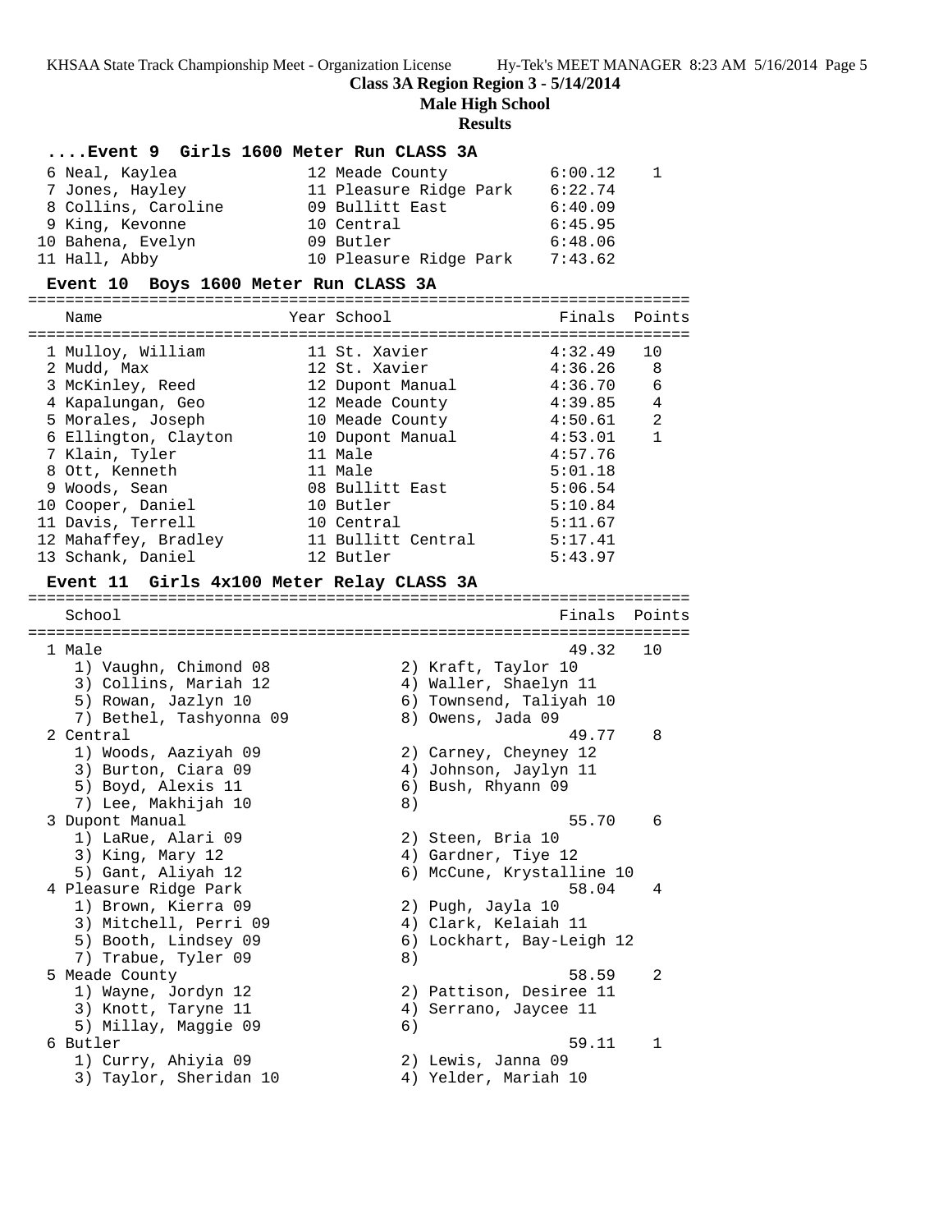Class 3A Region Region 3 - 5/14/2014

Male High School

Results

### ....Event 9 Girls 1600 Meter Run CLASS 3A

| Place | Name | Year | School | Finals | Points |
|---|---|---|---|---|---|
| 6 | Neal, Kaylea | 12 | Meade County | 6:00.12 | 1 |
| 7 | Jones, Hayley | 11 | Pleasure Ridge Park | 6:22.74 | |
| 8 | Collins, Caroline | 09 | Bullitt East | 6:40.09 | |
| 9 | King, Kevonne | 10 | Central | 6:45.95 | |
| 10 | Bahena, Evelyn | 09 | Butler | 6:48.06 | |
| 11 | Hall, Abby | 10 | Pleasure Ridge Park | 7:43.62 | |

### Event 10 Boys 1600 Meter Run CLASS 3A

| Place | Name | Year | School | Finals | Points |
|---|---|---|---|---|---|
| 1 | Mulloy, William | 11 | St. Xavier | 4:32.49 | 10 |
| 2 | Mudd, Max | 12 | St. Xavier | 4:36.26 | 8 |
| 3 | McKinley, Reed | 12 | Dupont Manual | 4:36.70 | 6 |
| 4 | Kapalungan, Geo | 12 | Meade County | 4:39.85 | 4 |
| 5 | Morales, Joseph | 10 | Meade County | 4:50.61 | 2 |
| 6 | Ellington, Clayton | 10 | Dupont Manual | 4:53.01 | 1 |
| 7 | Klain, Tyler | 11 | Male | 4:57.76 | |
| 8 | Ott, Kenneth | 11 | Male | 5:01.18 | |
| 9 | Woods, Sean | 08 | Bullitt East | 5:06.54 | |
| 10 | Cooper, Daniel | 10 | Butler | 5:10.84 | |
| 11 | Davis, Terrell | 10 | Central | 5:11.67 | |
| 12 | Mahaffey, Bradley | 11 | Bullitt Central | 5:17.41 | |
| 13 | Schank, Daniel | 12 | Butler | 5:43.97 | |

### Event 11 Girls 4x100 Meter Relay CLASS 3A

| Place | School | Finals | Points |
|---|---|---|---|
| 1 | Male | 49.32 | 10 |
| 2 | Central | 49.77 | 8 |
| 3 | Dupont Manual | 55.70 | 6 |
| 4 | Pleasure Ridge Park | 58.04 | 4 |
| 5 | Meade County | 58.59 | 2 |
| 6 | Butler | 59.11 | 1 |

1 Male — 49.32 — 10
1) Vaughn, Chimond 08; 2) Kraft, Taylor 10; 3) Collins, Mariah 12; 4) Waller, Shaelyn 11; 5) Rowan, Jazlyn 10; 6) Townsend, Taliyah 10; 7) Bethel, Tashyonna 09; 8) Owens, Jada 09

2 Central — 49.77 — 8
1) Woods, Aaziyah 09; 2) Carney, Cheyney 12; 3) Burton, Ciara 09; 4) Johnson, Jaylyn 11; 5) Boyd, Alexis 11; 6) Bush, Rhyann 09; 7) Lee, Makhijah 10; 8)

3 Dupont Manual — 55.70 — 6
1) LaRue, Alari 09; 2) Steen, Bria 10; 3) King, Mary 12; 4) Gardner, Tiye 12; 5) Gant, Aliyah 12; 6) McCune, Krystalline 10

4 Pleasure Ridge Park — 58.04 — 4
1) Brown, Kierra 09; 2) Pugh, Jayla 10; 3) Mitchell, Perri 09; 4) Clark, Kelaiah 11; 5) Booth, Lindsey 09; 6) Lockhart, Bay-Leigh 12; 7) Trabue, Tyler 09; 8)

5 Meade County — 58.59 — 2
1) Wayne, Jordyn 12; 2) Pattison, Desiree 11; 3) Knott, Taryne 11; 4) Serrano, Jaycee 11; 5) Millay, Maggie 09; 6)

6 Butler — 59.11 — 1
1) Curry, Ahiyia 09; 2) Lewis, Janna 09; 3) Taylor, Sheridan 10; 4) Yelder, Mariah 10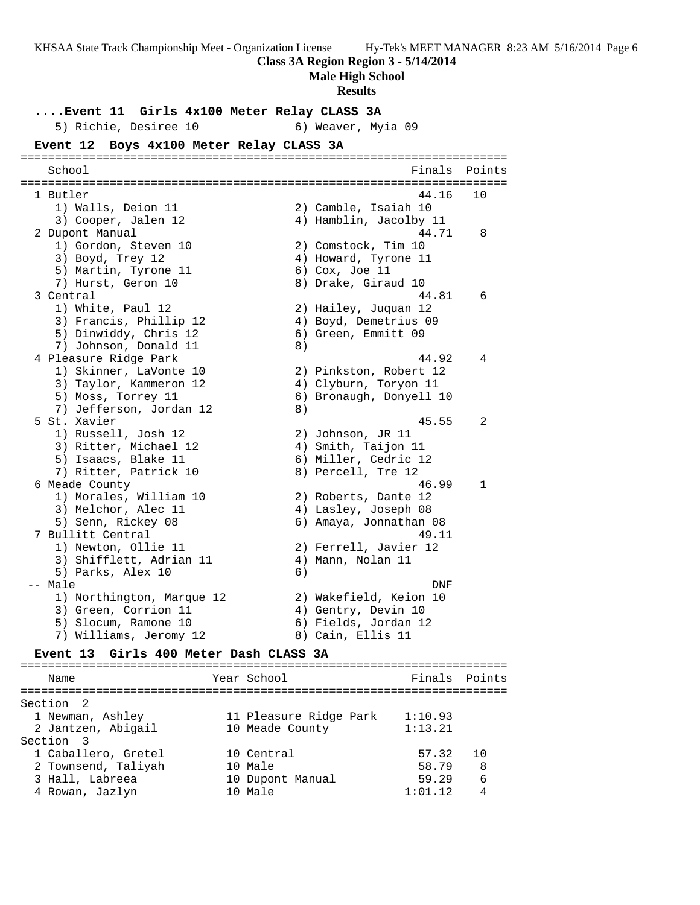**Class 3A Region Region 3 - 5/14/2014**
**Male High School**
**Results**

### ....Event 11 Girls 4x100 Meter Relay CLASS 3A

5) Richie, Desiree 10 — 6) Weaver, Myia 09

### Event 12 Boys 4x100 Meter Relay CLASS 3A

| School | Finals | Points |
|---|---|---|
| 1 Butler | 44.16 | 10 |
| 1) Walls, Deion 11 / 2) Camble, Isaiah 10 / 3) Cooper, Jalen 12 / 4) Hamblin, Jacolby 11 | | |
| 2 Dupont Manual | 44.71 | 8 |
| 1) Gordon, Steven 10 / 2) Comstock, Tim 10 / 3) Boyd, Trey 12 / 4) Howard, Tyrone 11 / 5) Martin, Tyrone 11 / 6) Cox, Joe 11 / 7) Hurst, Geron 10 / 8) Drake, Giraud 10 | | |
| 3 Central | 44.81 | 6 |
| 1) White, Paul 12 / 2) Hailey, Juquan 12 / 3) Francis, Phillip 12 / 4) Boyd, Demetrius 09 / 5) Dinwiddy, Chris 12 / 6) Green, Emmitt 09 / 7) Johnson, Donald 11 / 8) | | |
| 4 Pleasure Ridge Park | 44.92 | 4 |
| 1) Skinner, LaVonte 10 / 2) Pinkston, Robert 12 / 3) Taylor, Kammeron 12 / 4) Clyburn, Toryon 11 / 5) Moss, Torrey 11 / 6) Bronaugh, Donyell 10 / 7) Jefferson, Jordan 12 / 8) | | |
| 5 St. Xavier | 45.55 | 2 |
| 1) Russell, Josh 12 / 2) Johnson, JR 11 / 3) Ritter, Michael 12 / 4) Smith, Taijon 11 / 5) Isaacs, Blake 11 / 6) Miller, Cedric 12 / 7) Ritter, Patrick 10 / 8) Percell, Tre 12 | | |
| 6 Meade County | 46.99 | 1 |
| 1) Morales, William 10 / 2) Roberts, Dante 12 / 3) Melchor, Alec 11 / 4) Lasley, Joseph 08 / 5) Senn, Rickey 08 / 6) Amaya, Jonnathan 08 | | |
| 7 Bullitt Central | 49.11 | |
| 1) Newton, Ollie 11 / 2) Ferrell, Javier 12 / 3) Shifflett, Adrian 11 / 4) Mann, Nolan 11 / 5) Parks, Alex 10 / 6) | | |
| -- Male | DNF | |
| 1) Northington, Marque 12 / 2) Wakefield, Keion 10 / 3) Green, Corrion 11 / 4) Gentry, Devin 10 / 5) Slocum, Ramone 10 / 6) Fields, Jordan 12 / 7) Williams, Jeromy 12 / 8) Cain, Ellis 11 | | |

### Event 13 Girls 400 Meter Dash CLASS 3A

| Name | Year | School | Finals | Points |
|---|---|---|---|---|
| **Section 2** | | | | |
| 1 Newman, Ashley | 11 | Pleasure Ridge Park | 1:10.93 | |
| 2 Jantzen, Abigail | 10 | Meade County | 1:13.21 | |
| **Section 3** | | | | |
| 1 Caballero, Gretel | 10 | Central | 57.32 | 10 |
| 2 Townsend, Taliyah | 10 | Male | 58.79 | 8 |
| 3 Hall, Labreea | 10 | Dupont Manual | 59.29 | 6 |
| 4 Rowan, Jazlyn | 10 | Male | 1:01.12 | 4 |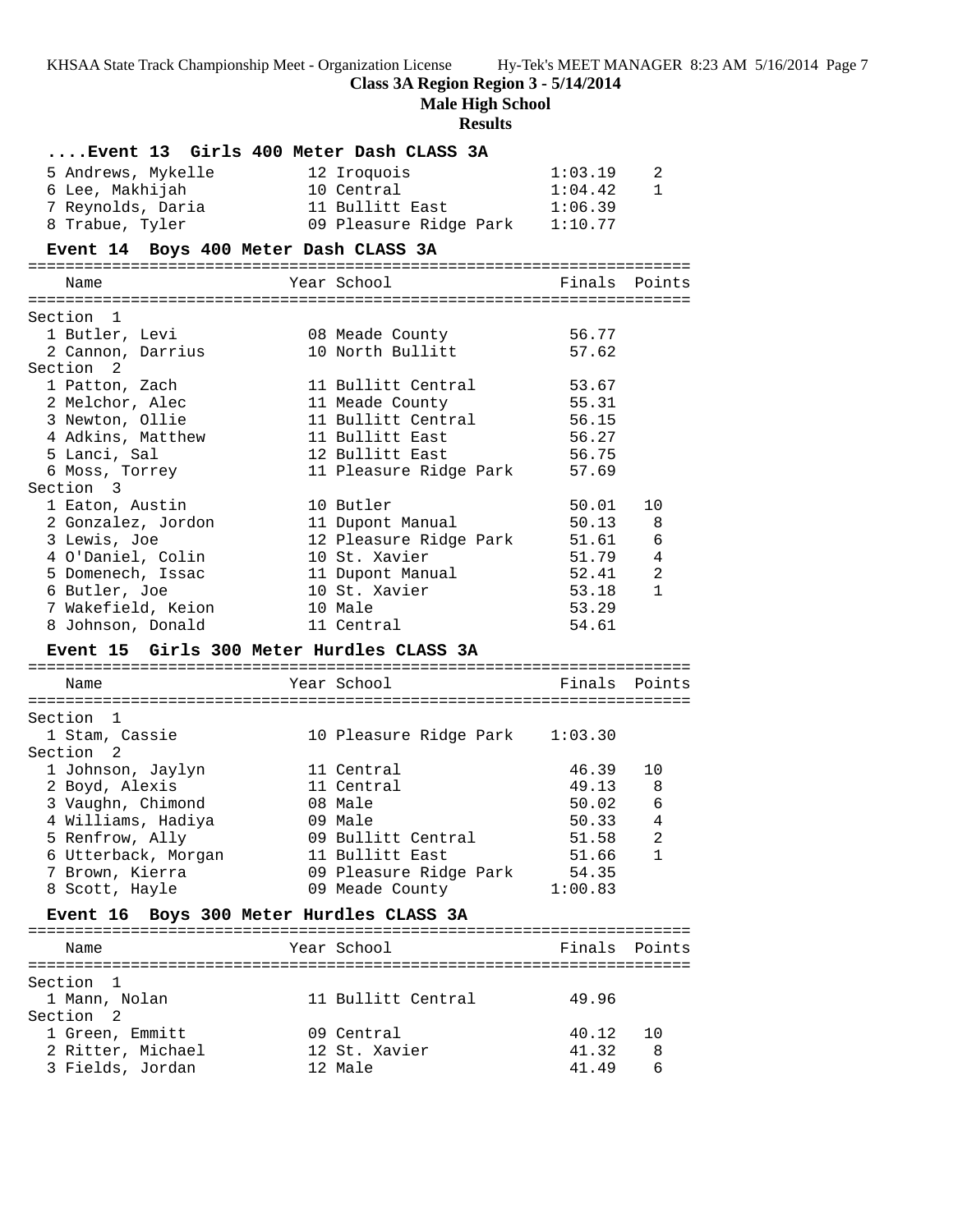**Class 3A Region Region 3 - 5/14/2014**

**Male High School**

**Results**

### ....Event 13 Girls 400 Meter Dash CLASS 3A

| Place | Name | Year | School | Finals | Points |
|---|---|---|---|---|---|
| 5 | Andrews, Mykelle | 12 | Iroquois | 1:03.19 | 2 |
| 6 | Lee, Makhijah | 10 | Central | 1:04.42 | 1 |
| 7 | Reynolds, Daria | 11 | Bullitt East | 1:06.39 | |
| 8 | Trabue, Tyler | 09 | Pleasure Ridge Park | 1:10.77 | |

### Event 14 Boys 400 Meter Dash CLASS 3A

| Place | Name | Year | School | Finals | Points |
|---|---|---|---|---|---|
| **Section 1** | | | | | |
| 1 | Butler, Levi | 08 | Meade County | 56.77 | |
| 2 | Cannon, Darrius | 10 | North Bullitt | 57.62 | |
| **Section 2** | | | | | |
| 1 | Patton, Zach | 11 | Bullitt Central | 53.67 | |
| 2 | Melchor, Alec | 11 | Meade County | 55.31 | |
| 3 | Newton, Ollie | 11 | Bullitt Central | 56.15 | |
| 4 | Adkins, Matthew | 11 | Bullitt East | 56.27 | |
| 5 | Lanci, Sal | 12 | Bullitt East | 56.75 | |
| 6 | Moss, Torrey | 11 | Pleasure Ridge Park | 57.69 | |
| **Section 3** | | | | | |
| 1 | Eaton, Austin | 10 | Butler | 50.01 | 10 |
| 2 | Gonzalez, Jordon | 11 | Dupont Manual | 50.13 | 8 |
| 3 | Lewis, Joe | 12 | Pleasure Ridge Park | 51.61 | 6 |
| 4 | O'Daniel, Colin | 10 | St. Xavier | 51.79 | 4 |
| 5 | Domenech, Issac | 11 | Dupont Manual | 52.41 | 2 |
| 6 | Butler, Joe | 10 | St. Xavier | 53.18 | 1 |
| 7 | Wakefield, Keion | 10 | Male | 53.29 | |
| 8 | Johnson, Donald | 11 | Central | 54.61 | |

### Event 15 Girls 300 Meter Hurdles CLASS 3A

| Place | Name | Year | School | Finals | Points |
|---|---|---|---|---|---|
| **Section 1** | | | | | |
| 1 | Stam, Cassie | 10 | Pleasure Ridge Park | 1:03.30 | |
| **Section 2** | | | | | |
| 1 | Johnson, Jaylyn | 11 | Central | 46.39 | 10 |
| 2 | Boyd, Alexis | 11 | Central | 49.13 | 8 |
| 3 | Vaughn, Chimond | 08 | Male | 50.02 | 6 |
| 4 | Williams, Hadiya | 09 | Male | 50.33 | 4 |
| 5 | Renfrow, Ally | 09 | Bullitt Central | 51.58 | 2 |
| 6 | Utterback, Morgan | 11 | Bullitt East | 51.66 | 1 |
| 7 | Brown, Kierra | 09 | Pleasure Ridge Park | 54.35 | |
| 8 | Scott, Hayle | 09 | Meade County | 1:00.83 | |

### Event 16 Boys 300 Meter Hurdles CLASS 3A

| Place | Name | Year | School | Finals | Points |
|---|---|---|---|---|---|
| **Section 1** | | | | | |
| 1 | Mann, Nolan | 11 | Bullitt Central | 49.96 | |
| **Section 2** | | | | | |
| 1 | Green, Emmitt | 09 | Central | 40.12 | 10 |
| 2 | Ritter, Michael | 12 | St. Xavier | 41.32 | 8 |
| 3 | Fields, Jordan | 12 | Male | 41.49 | 6 |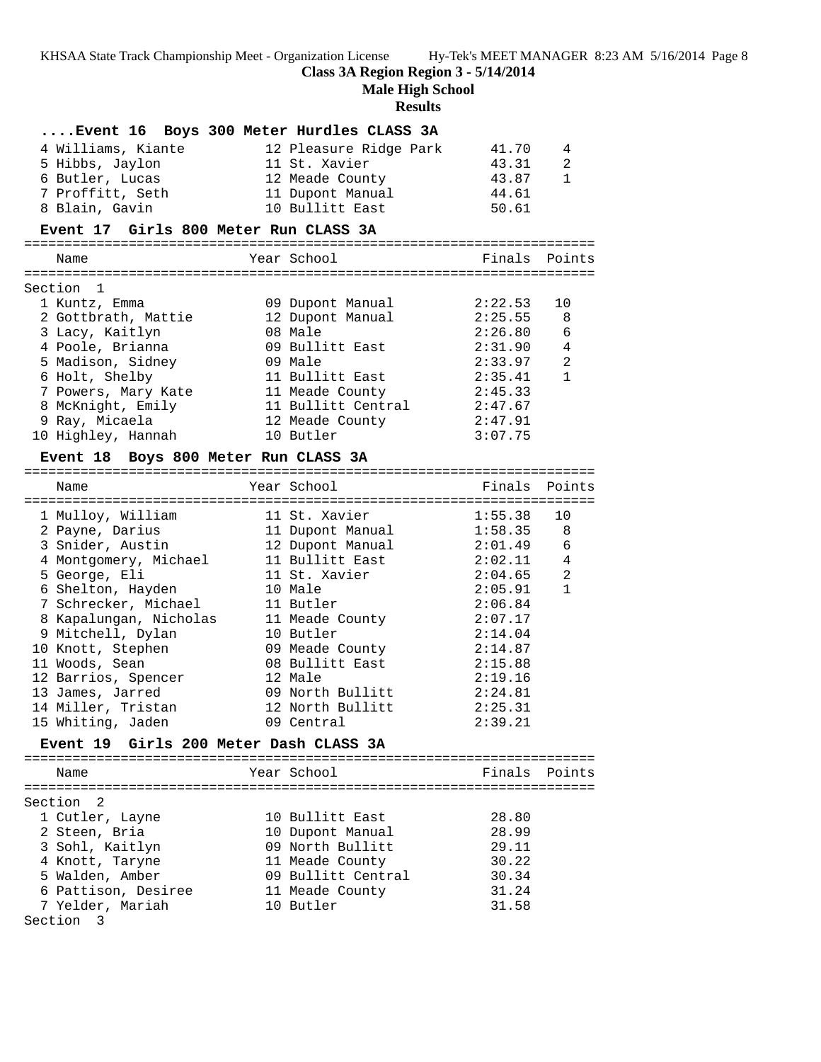**Class 3A Region Region 3 - 5/14/2014**

**Male High School**

**Results**

### ....Event 16 Boys 300 Meter Hurdles CLASS 3A

| Place | Name | Year | School | Finals | Points |
|---|---|---|---|---|---|
| 4 | Williams, Kiante | 12 | Pleasure Ridge Park | 41.70 | 4 |
| 5 | Hibbs, Jaylon | 11 | St. Xavier | 43.31 | 2 |
| 6 | Butler, Lucas | 12 | Meade County | 43.87 | 1 |
| 7 | Proffitt, Seth | 11 | Dupont Manual | 44.61 | |
| 8 | Blain, Gavin | 10 | Bullitt East | 50.61 | |

### Event 17 Girls 800 Meter Run CLASS 3A

Section 1

| Place | Name | Year | School | Finals | Points |
|---|---|---|---|---|---|
| 1 | Kuntz, Emma | 09 | Dupont Manual | 2:22.53 | 10 |
| 2 | Gottbrath, Mattie | 12 | Dupont Manual | 2:25.55 | 8 |
| 3 | Lacy, Kaitlyn | 08 | Male | 2:26.80 | 6 |
| 4 | Poole, Brianna | 09 | Bullitt East | 2:31.90 | 4 |
| 5 | Madison, Sidney | 09 | Male | 2:33.97 | 2 |
| 6 | Holt, Shelby | 11 | Bullitt East | 2:35.41 | 1 |
| 7 | Powers, Mary Kate | 11 | Meade County | 2:45.33 | |
| 8 | McKnight, Emily | 11 | Bullitt Central | 2:47.67 | |
| 9 | Ray, Micaela | 12 | Meade County | 2:47.91 | |
| 10 | Highley, Hannah | 10 | Butler | 3:07.75 | |

### Event 18 Boys 800 Meter Run CLASS 3A

| Place | Name | Year | School | Finals | Points |
|---|---|---|---|---|---|
| 1 | Mulloy, William | 11 | St. Xavier | 1:55.38 | 10 |
| 2 | Payne, Darius | 11 | Dupont Manual | 1:58.35 | 8 |
| 3 | Snider, Austin | 12 | Dupont Manual | 2:01.49 | 6 |
| 4 | Montgomery, Michael | 11 | Bullitt East | 2:02.11 | 4 |
| 5 | George, Eli | 11 | St. Xavier | 2:04.65 | 2 |
| 6 | Shelton, Hayden | 10 | Male | 2:05.91 | 1 |
| 7 | Schrecker, Michael | 11 | Butler | 2:06.84 | |
| 8 | Kapalungan, Nicholas | 11 | Meade County | 2:07.17 | |
| 9 | Mitchell, Dylan | 10 | Butler | 2:14.04 | |
| 10 | Knott, Stephen | 09 | Meade County | 2:14.87 | |
| 11 | Woods, Sean | 08 | Bullitt East | 2:15.88 | |
| 12 | Barrios, Spencer | 12 | Male | 2:19.16 | |
| 13 | James, Jarred | 09 | North Bullitt | 2:24.81 | |
| 14 | Miller, Tristan | 12 | North Bullitt | 2:25.31 | |
| 15 | Whiting, Jaden | 09 | Central | 2:39.21 | |

### Event 19 Girls 200 Meter Dash CLASS 3A

Section 2

| Place | Name | Year | School | Finals | Points |
|---|---|---|---|---|---|
| 1 | Cutler, Layne | 10 | Bullitt East | 28.80 | |
| 2 | Steen, Bria | 10 | Dupont Manual | 28.99 | |
| 3 | Sohl, Kaitlyn | 09 | North Bullitt | 29.11 | |
| 4 | Knott, Taryne | 11 | Meade County | 30.22 | |
| 5 | Walden, Amber | 09 | Bullitt Central | 30.34 | |
| 6 | Pattison, Desiree | 11 | Meade County | 31.24 | |
| 7 | Yelder, Mariah | 10 | Butler | 31.58 | |

Section 3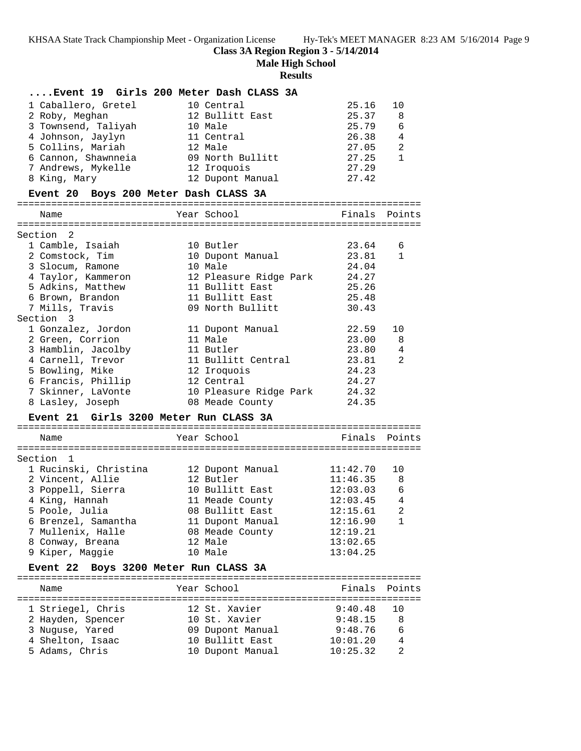**Class 3A Region Region 3 - 5/14/2014**

**Male High School**

**Results**

### ....Event 19 Girls 200 Meter Dash CLASS 3A

| Place | Name | Year | School | Finals | Points |
|---|---|---|---|---|---|
| 1 | Caballero, Gretel | 10 | Central | 25.16 | 10 |
| 2 | Roby, Meghan | 12 | Bullitt East | 25.37 | 8 |
| 3 | Townsend, Taliyah | 10 | Male | 25.79 | 6 |
| 4 | Johnson, Jaylyn | 11 | Central | 26.38 | 4 |
| 5 | Collins, Mariah | 12 | Male | 27.05 | 2 |
| 6 | Cannon, Shawnneia | 09 | North Bullitt | 27.25 | 1 |
| 7 | Andrews, Mykelle | 12 | Iroquois | 27.29 | |
| 8 | King, Mary | 12 | Dupont Manual | 27.42 | |

### Event 20 Boys 200 Meter Dash CLASS 3A

| Place | Name | Year | School | Finals | Points |
|---|---|---|---|---|---|
| **Section 2** | | | | | |
| 1 | Camble, Isaiah | 10 | Butler | 23.64 | 6 |
| 2 | Comstock, Tim | 10 | Dupont Manual | 23.81 | 1 |
| 3 | Slocum, Ramone | 10 | Male | 24.04 | |
| 4 | Taylor, Kammeron | 12 | Pleasure Ridge Park | 24.27 | |
| 5 | Adkins, Matthew | 11 | Bullitt East | 25.26 | |
| 6 | Brown, Brandon | 11 | Bullitt East | 25.48 | |
| 7 | Mills, Travis | 09 | North Bullitt | 30.43 | |
| **Section 3** | | | | | |
| 1 | Gonzalez, Jordon | 11 | Dupont Manual | 22.59 | 10 |
| 2 | Green, Corrion | 11 | Male | 23.00 | 8 |
| 3 | Hamblin, Jacolby | 11 | Butler | 23.80 | 4 |
| 4 | Carnell, Trevor | 11 | Bullitt Central | 23.81 | 2 |
| 5 | Bowling, Mike | 12 | Iroquois | 24.23 | |
| 6 | Francis, Phillip | 12 | Central | 24.27 | |
| 7 | Skinner, LaVonte | 10 | Pleasure Ridge Park | 24.32 | |
| 8 | Lasley, Joseph | 08 | Meade County | 24.35 | |

### Event 21 Girls 3200 Meter Run CLASS 3A

| Place | Name | Year | School | Finals | Points |
|---|---|---|---|---|---|
| **Section 1** | | | | | |
| 1 | Rucinski, Christina | 12 | Dupont Manual | 11:42.70 | 10 |
| 2 | Vincent, Allie | 12 | Butler | 11:46.35 | 8 |
| 3 | Poppell, Sierra | 10 | Bullitt East | 12:03.03 | 6 |
| 4 | King, Hannah | 11 | Meade County | 12:03.45 | 4 |
| 5 | Poole, Julia | 08 | Bullitt East | 12:15.61 | 2 |
| 6 | Brenzel, Samantha | 11 | Dupont Manual | 12:16.90 | 1 |
| 7 | Mullenix, Halle | 08 | Meade County | 12:19.21 | |
| 8 | Conway, Breana | 12 | Male | 13:02.65 | |
| 9 | Kiper, Maggie | 10 | Male | 13:04.25 | |

### Event 22 Boys 3200 Meter Run CLASS 3A

| Place | Name | Year | School | Finals | Points |
|---|---|---|---|---|---|
| 1 | Striegel, Chris | 12 | St. Xavier | 9:40.48 | 10 |
| 2 | Hayden, Spencer | 10 | St. Xavier | 9:48.15 | 8 |
| 3 | Nuguse, Yared | 09 | Dupont Manual | 9:48.76 | 6 |
| 4 | Shelton, Isaac | 10 | Bullitt East | 10:01.20 | 4 |
| 5 | Adams, Chris | 10 | Dupont Manual | 10:25.32 | 2 |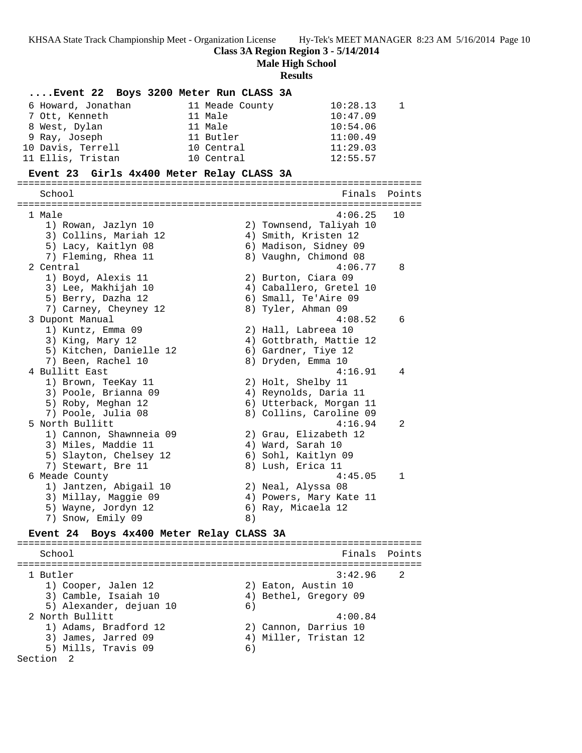Class 3A Region Region 3 - 5/14/2014

Male High School

Results

**....Event 22 Boys 3200 Meter Run CLASS 3A**

| Place | Name | Year | School | Finals | Points |
|---|---|---|---|---|---|
| 6 | Howard, Jonathan | 11 | Meade County | 10:28.13 | 1 |
| 7 | Ott, Kenneth | 11 | Male | 10:47.09 | |
| 8 | West, Dylan | 11 | Male | 10:54.06 | |
| 9 | Ray, Joseph | 11 | Butler | 11:00.49 | |
| 10 | Davis, Terrell | 10 | Central | 11:29.03 | |
| 11 | Ellis, Tristan | 10 | Central | 12:55.57 | |

**Event 23 Girls 4x400 Meter Relay CLASS 3A**

| Place | School | Finals | Points |
|---|---|---|---|
| 1 | Male | 4:06.25 | 10 |
| | 1) Rowan, Jazlyn 10; 2) Townsend, Taliyah 10; 3) Collins, Mariah 12; 4) Smith, Kristen 12; 5) Lacy, Kaitlyn 08; 6) Madison, Sidney 09; 7) Fleming, Rhea 11; 8) Vaughn, Chimond 08 | | |
| 2 | Central | 4:06.77 | 8 |
| | 1) Boyd, Alexis 11; 2) Burton, Ciara 09; 3) Lee, Makhijah 10; 4) Caballero, Gretel 10; 5) Berry, Dazha 12; 6) Small, Te'Aire 09; 7) Carney, Cheyney 12; 8) Tyler, Ahman 09 | | |
| 3 | Dupont Manual | 4:08.52 | 6 |
| | 1) Kuntz, Emma 09; 2) Hall, Labreea 10; 3) King, Mary 12; 4) Gottbrath, Mattie 12; 5) Kitchen, Danielle 12; 6) Gardner, Tiye 12; 7) Been, Rachel 10; 8) Dryden, Emma 10 | | |
| 4 | Bullitt East | 4:16.91 | 4 |
| | 1) Brown, TeeKay 11; 2) Holt, Shelby 11; 3) Poole, Brianna 09; 4) Reynolds, Daria 11; 5) Roby, Meghan 12; 6) Utterback, Morgan 11; 7) Poole, Julia 08; 8) Collins, Caroline 09 | | |
| 5 | North Bullitt | 4:16.94 | 2 |
| | 1) Cannon, Shawnneia 09; 2) Grau, Elizabeth 12; 3) Miles, Maddie 11; 4) Ward, Sarah 10; 5) Slayton, Chelsey 12; 6) Sohl, Kaitlyn 09; 7) Stewart, Bre 11; 8) Lush, Erica 11 | | |
| 6 | Meade County | 4:45.05 | 1 |
| | 1) Jantzen, Abigail 10; 2) Neal, Alyssa 08; 3) Millay, Maggie 09; 4) Powers, Mary Kate 11; 5) Wayne, Jordyn 12; 6) Ray, Micaela 12; 7) Snow, Emily 09; 8) | | |

**Event 24 Boys 4x400 Meter Relay CLASS 3A**

| Place | School | Finals | Points |
|---|---|---|---|
| 1 | Butler | 3:42.96 | 2 |
| | 1) Cooper, Jalen 12; 2) Eaton, Austin 10; 3) Camble, Isaiah 10; 4) Bethel, Gregory 09; 5) Alexander, dejuan 10; 6) | | |
| 2 | North Bullitt | 4:00.84 | |
| | 1) Adams, Bradford 12; 2) Cannon, Darrius 10; 3) James, Jarred 09; 4) Miller, Tristan 12; 5) Mills, Travis 09; 6) | | |

Section 2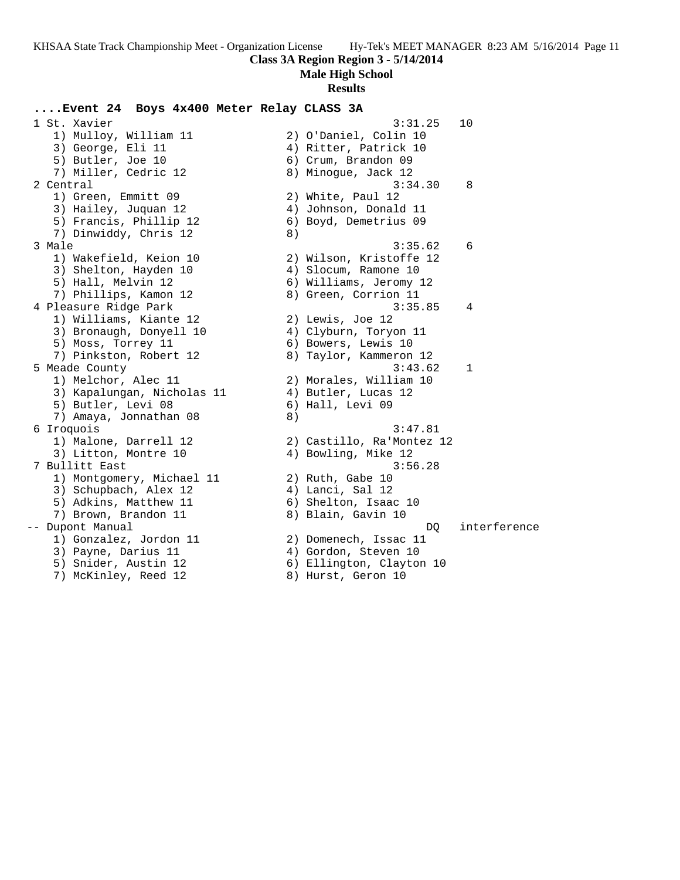## Class 3A Region Region 3 - 5/14/2014

### Male High School

### Results

**....Event 24 Boys 4x400 Meter Relay CLASS 3A**

```
  1 St. Xavier                                        3:31.25   10
     1) Mulloy, William 11            2) O'Daniel, Colin 10
     3) George, Eli 11                4) Ritter, Patrick 10
     5) Butler, Joe 10                6) Crum, Brandon 09
     7) Miller, Cedric 12             8) Minogue, Jack 12
  2 Central                                           3:34.30    8
     1) Green, Emmitt 09              2) White, Paul 12
     3) Hailey, Juquan 12             4) Johnson, Donald 11
     5) Francis, Phillip 12           6) Boyd, Demetrius 09
     7) Dinwiddy, Chris 12            8)
  3 Male                                              3:35.62    6
     1) Wakefield, Keion 10           2) Wilson, Kristoffe 12
     3) Shelton, Hayden 10            4) Slocum, Ramone 10
     5) Hall, Melvin 12               6) Williams, Jeromy 12
     7) Phillips, Kamon 12            8) Green, Corrion 11
  4 Pleasure Ridge Park                               3:35.85    4
     1) Williams, Kiante 12           2) Lewis, Joe 12
     3) Bronaugh, Donyell 10          4) Clyburn, Toryon 11
     5) Moss, Torrey 11               6) Bowers, Lewis 10
     7) Pinkston, Robert 12           8) Taylor, Kammeron 12
  5 Meade County                                      3:43.62    1
     1) Melchor, Alec 11              2) Morales, William 10
     3) Kapalungan, Nicholas 11       4) Butler, Lucas 12
     5) Butler, Levi 08               6) Hall, Levi 09
     7) Amaya, Jonnathan 08           8)
  6 Iroquois                                          3:47.81
     1) Malone, Darrell 12            2) Castillo, Ra'Montez 12
     3) Litton, Montre 10             4) Bowling, Mike 12
  7 Bullitt East                                      3:56.28
     1) Montgomery, Michael 11        2) Ruth, Gabe 10
     3) Schupbach, Alex 12            4) Lanci, Sal 12
     5) Adkins, Matthew 11            6) Shelton, Isaac 10
     7) Brown, Brandon 11             8) Blain, Gavin 10
 -- Dupont Manual                                        DQ   interference
     1) Gonzalez, Jordon 11           2) Domenech, Issac 11
     3) Payne, Darius 11              4) Gordon, Steven 10
     5) Snider, Austin 12             6) Ellington, Clayton 10
     7) McKinley, Reed 12             8) Hurst, Geron 10
```